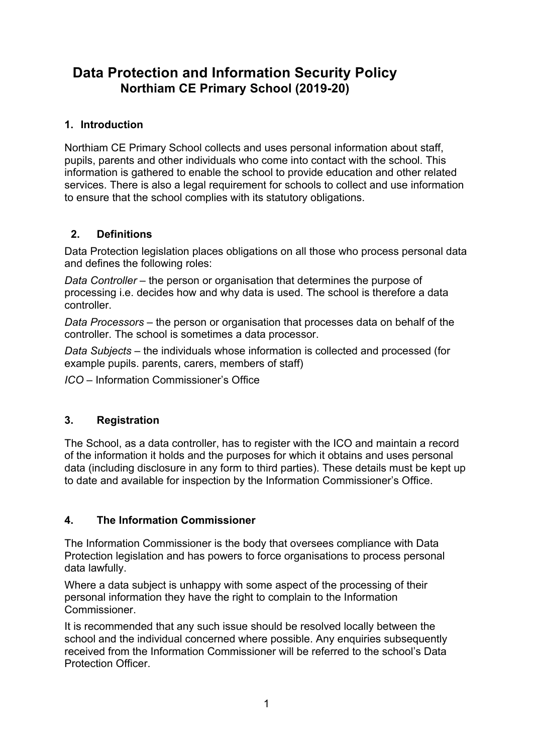# Data Protection and Information Security Policy

## Northiam CE Primary School (2019-20)

### 1. Introduction

Northiam CE Primary School collects and uses personal information about staff, pupils, parents and other individuals who come into contact with the school. This information is gathered to enable the school to provide education and other related services. There is also a legal requirement for schools to collect and use information to ensure that the school complies with its statutory obligations.

### 2. Definitions

Data Protection legislation places obligations on all those who process personal data and defines the following roles:

*Data Controller* – the person or organisation that determines the purpose of processing i.e. decides how and why data is used. The school is therefore a data controller.

*Data Processors* – the person or organisation that processes data on behalf of the controller. The school is sometimes a data processor.

*Data Subjects* – the individuals whose information is collected and processed (for example pupils. parents, carers, members of staff)

*ICO* – Information Commissioner's Office

### 3. Registration

The School, as a data controller, has to register with the ICO and maintain a record of the information it holds and the purposes for which it obtains and uses personal data (including disclosure in any form to third parties). These details must be kept up to date and available for inspection by the Information Commissioner's Office.

### 4. The Information Commissioner

The Information Commissioner is the body that oversees compliance with Data Protection legislation and has powers to force organisations to process personal data lawfully.

Where a data subject is unhappy with some aspect of the processing of their personal information they have the right to complain to the Information Commissioner.

It is recommended that any such issue should be resolved locally between the school and the individual concerned where possible. Any enquiries subsequently received from the Information Commissioner will be referred to the school's Data Protection Officer.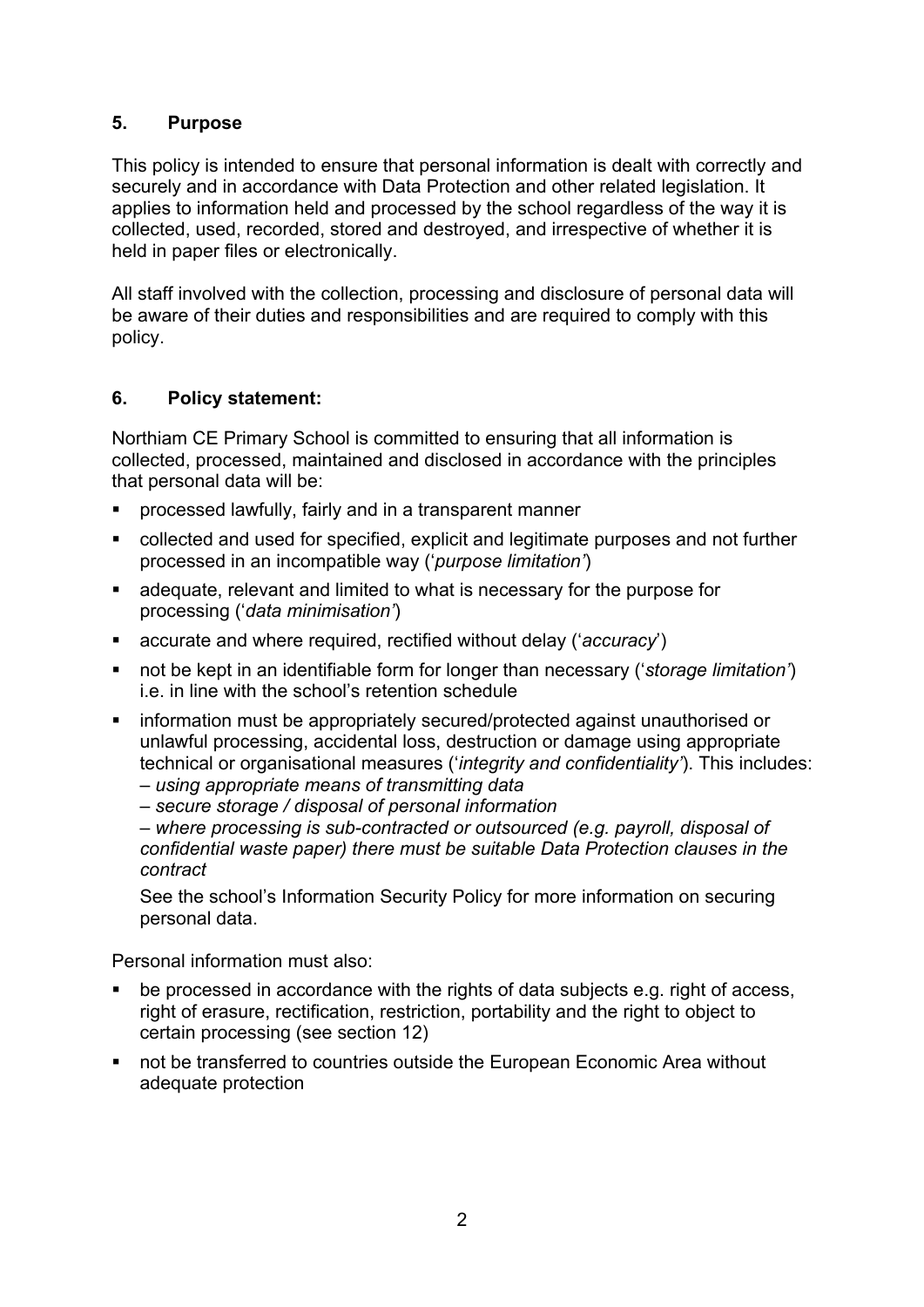## 5. Purpose

This policy is intended to ensure that personal information is dealt with correctly and securely and in accordance with Data Protection and other related legislation. It applies to information held and processed by the school regardless of the way it is collected, used, recorded, stored and destroyed, and irrespective of whether it is held in paper files or electronically.

All staff involved with the collection, processing and disclosure of personal data will be aware of their duties and responsibilities and are required to comply with this policy.

## 6. Policy statement:

Northiam CE Primary School is committed to ensuring that all information is collected, processed, maintained and disclosed in accordance with the principles that personal data will be:

- processed lawfully, fairly and in a transparent manner
- collected and used for specified, explicit and legitimate purposes and not further processed in an incompatible way ('*purpose limitation'*)
- adequate, relevant and limited to what is necessary for the purpose for processing ('*data minimisation'*)
- accurate and where required, rectified without delay ('*accuracy*')
- not be kept in an identifiable form for longer than necessary ('*storage limitation'*) i.e. in line with the school's retention schedule
- information must be appropriately secured/protected against unauthorised or unlawful processing, accidental loss, destruction or damage using appropriate technical or organisational measures ('*integrity and confidentiality'*). This includes:
  *– using appropriate means of transmitting data*
  *– secure storage / disposal of personal information*
  *– where processing is sub-contracted or outsourced (e.g. payroll, disposal of confidential waste paper) there must be suitable Data Protection clauses in the contract*

  See the school's Information Security Policy for more information on securing personal data.

Personal information must also:

- be processed in accordance with the rights of data subjects e.g. right of access, right of erasure, rectification, restriction, portability and the right to object to certain processing (see section 12)
- not be transferred to countries outside the European Economic Area without adequate protection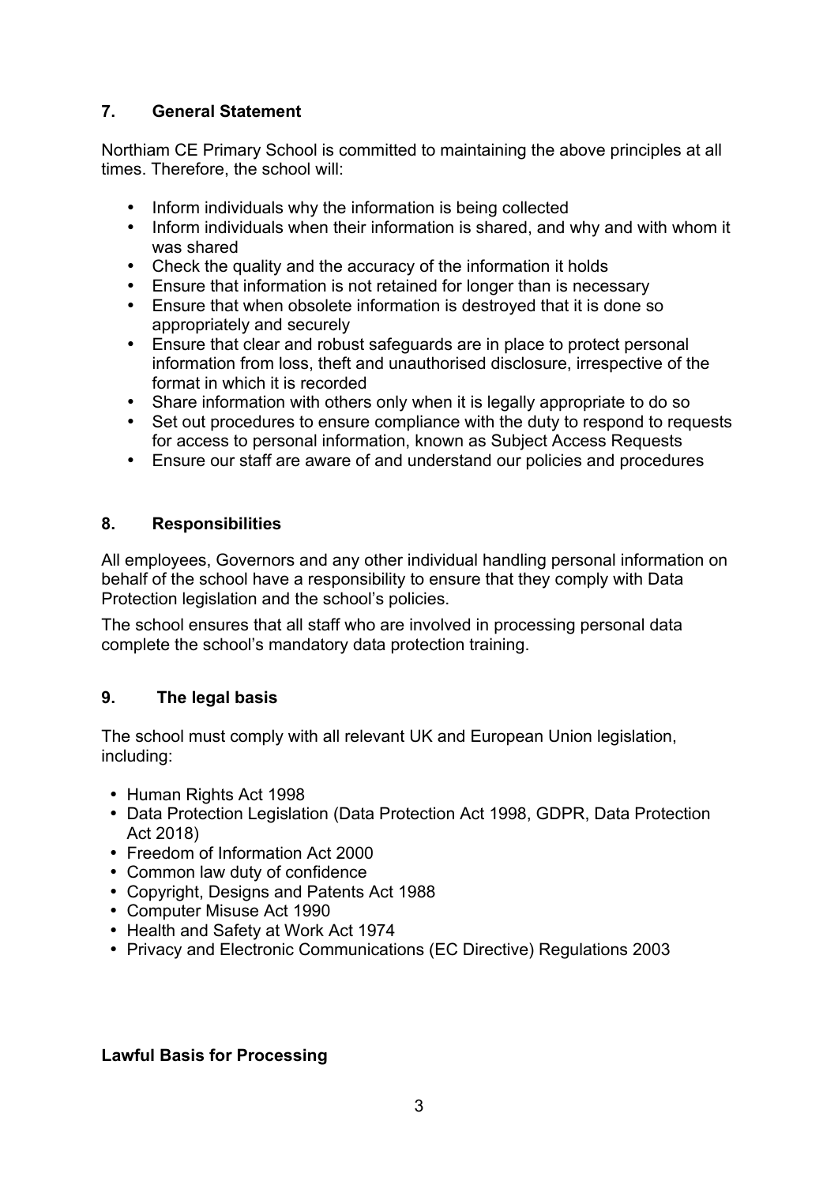## 7. General Statement

Northiam CE Primary School is committed to maintaining the above principles at all times. Therefore, the school will:

- Inform individuals why the information is being collected
- Inform individuals when their information is shared, and why and with whom it was shared
- Check the quality and the accuracy of the information it holds
- Ensure that information is not retained for longer than is necessary
- Ensure that when obsolete information is destroyed that it is done so appropriately and securely
- Ensure that clear and robust safeguards are in place to protect personal information from loss, theft and unauthorised disclosure, irrespective of the format in which it is recorded
- Share information with others only when it is legally appropriate to do so
- Set out procedures to ensure compliance with the duty to respond to requests for access to personal information, known as Subject Access Requests
- Ensure our staff are aware of and understand our policies and procedures

## 8. Responsibilities

All employees, Governors and any other individual handling personal information on behalf of the school have a responsibility to ensure that they comply with Data Protection legislation and the school's policies.

The school ensures that all staff who are involved in processing personal data complete the school's mandatory data protection training.

## 9. The legal basis

The school must comply with all relevant UK and European Union legislation, including:

- Human Rights Act 1998
- Data Protection Legislation (Data Protection Act 1998, GDPR, Data Protection Act 2018)
- Freedom of Information Act 2000
- Common law duty of confidence
- Copyright, Designs and Patents Act 1988
- Computer Misuse Act 1990
- Health and Safety at Work Act 1974
- Privacy and Electronic Communications (EC Directive) Regulations 2003

### Lawful Basis for Processing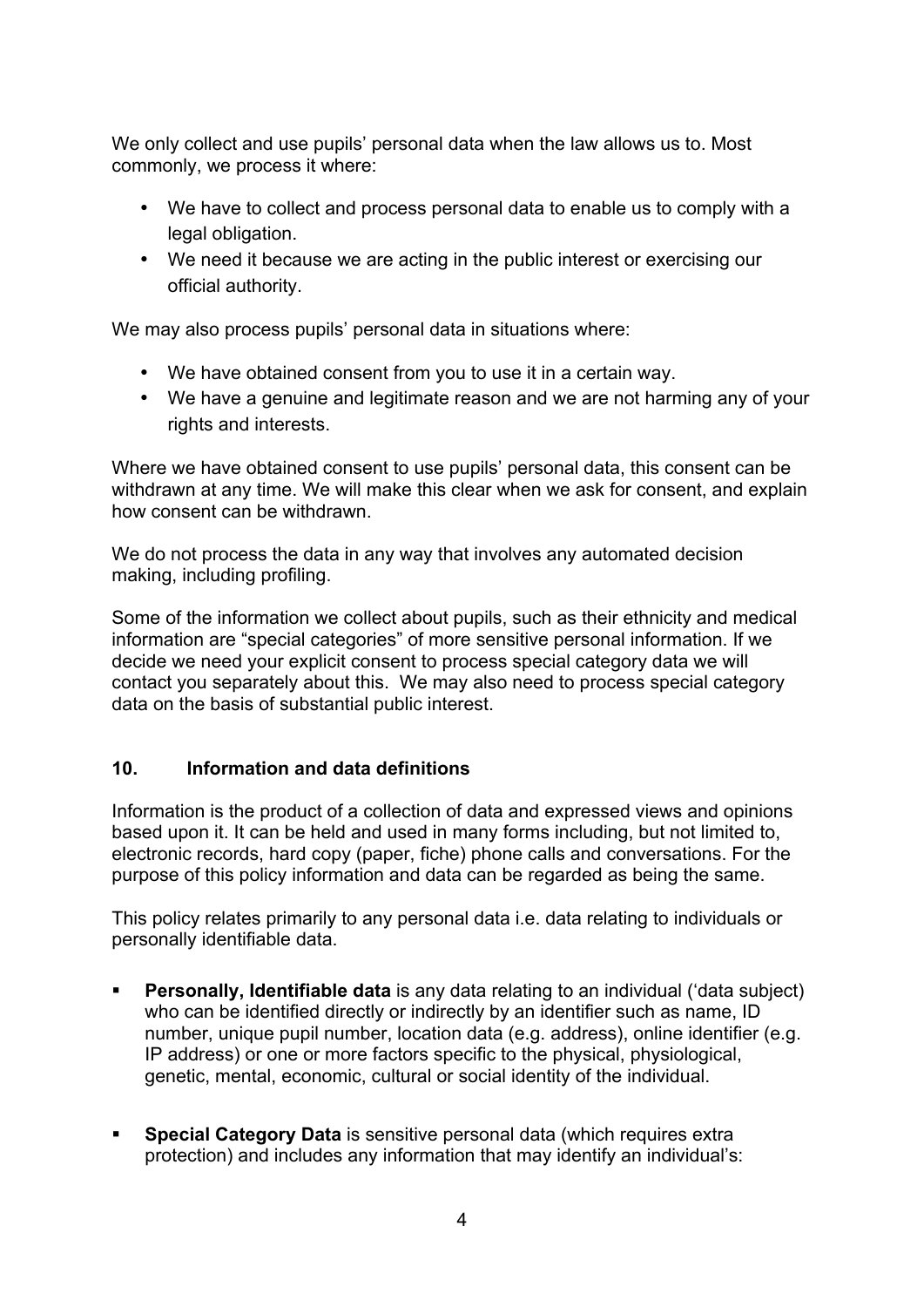We only collect and use pupils' personal data when the law allows us to. Most commonly, we process it where:

- We have to collect and process personal data to enable us to comply with a legal obligation.
- We need it because we are acting in the public interest or exercising our official authority.

We may also process pupils' personal data in situations where:

- We have obtained consent from you to use it in a certain way.
- We have a genuine and legitimate reason and we are not harming any of your rights and interests.

Where we have obtained consent to use pupils' personal data, this consent can be withdrawn at any time. We will make this clear when we ask for consent, and explain how consent can be withdrawn.

We do not process the data in any way that involves any automated decision making, including profiling.

Some of the information we collect about pupils, such as their ethnicity and medical information are "special categories" of more sensitive personal information. If we decide we need your explicit consent to process special category data we will contact you separately about this. We may also need to process special category data on the basis of substantial public interest.

## 10. Information and data definitions

Information is the product of a collection of data and expressed views and opinions based upon it. It can be held and used in many forms including, but not limited to, electronic records, hard copy (paper, fiche) phone calls and conversations. For the purpose of this policy information and data can be regarded as being the same.

This policy relates primarily to any personal data i.e. data relating to individuals or personally identifiable data.

- **Personally, Identifiable data** is any data relating to an individual ('data subject) who can be identified directly or indirectly by an identifier such as name, ID number, unique pupil number, location data (e.g. address), online identifier (e.g. IP address) or one or more factors specific to the physical, physiological, genetic, mental, economic, cultural or social identity of the individual.

- **Special Category Data** is sensitive personal data (which requires extra protection) and includes any information that may identify an individual's: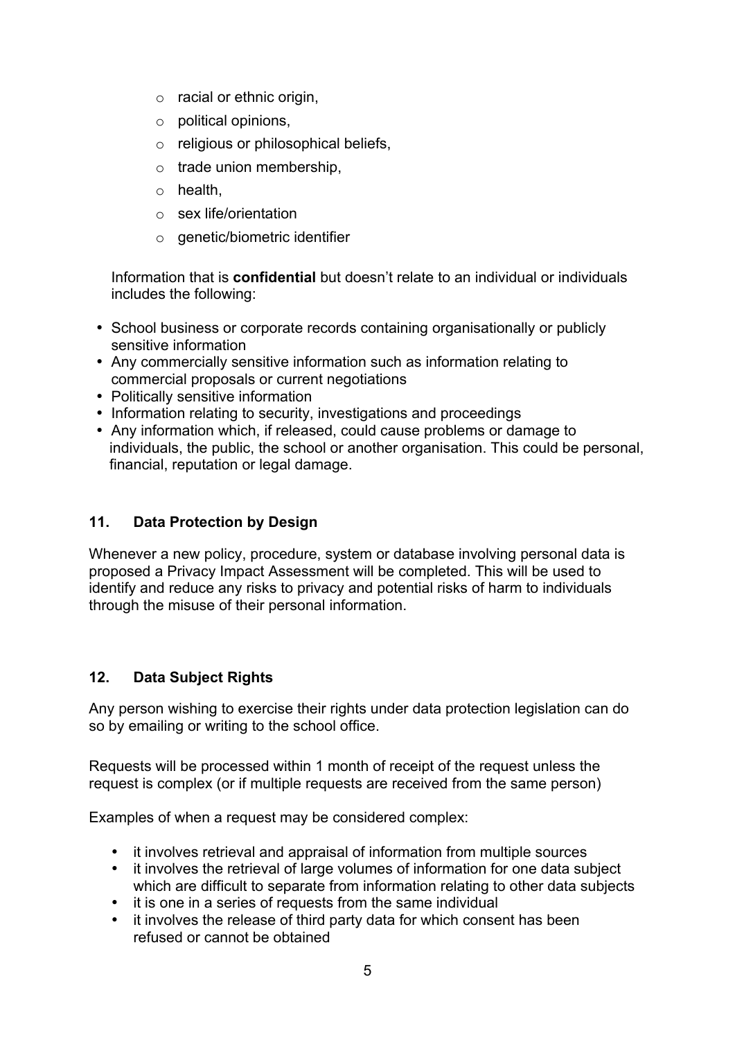- racial or ethnic origin,
- political opinions,
- religious or philosophical beliefs,
- trade union membership,
- health,
- sex life/orientation
- genetic/biometric identifier

Information that is **confidential** but doesn't relate to an individual or individuals includes the following:

- School business or corporate records containing organisationally or publicly sensitive information
- Any commercially sensitive information such as information relating to commercial proposals or current negotiations
- Politically sensitive information
- Information relating to security, investigations and proceedings
- Any information which, if released, could cause problems or damage to individuals, the public, the school or another organisation. This could be personal, financial, reputation or legal damage.

## 11. Data Protection by Design

Whenever a new policy, procedure, system or database involving personal data is proposed a Privacy Impact Assessment will be completed. This will be used to identify and reduce any risks to privacy and potential risks of harm to individuals through the misuse of their personal information.

## 12. Data Subject Rights

Any person wishing to exercise their rights under data protection legislation can do so by emailing or writing to the school office.

Requests will be processed within 1 month of receipt of the request unless the request is complex (or if multiple requests are received from the same person)

Examples of when a request may be considered complex:

- it involves retrieval and appraisal of information from multiple sources
- it involves the retrieval of large volumes of information for one data subject which are difficult to separate from information relating to other data subjects
- it is one in a series of requests from the same individual
- it involves the release of third party data for which consent has been refused or cannot be obtained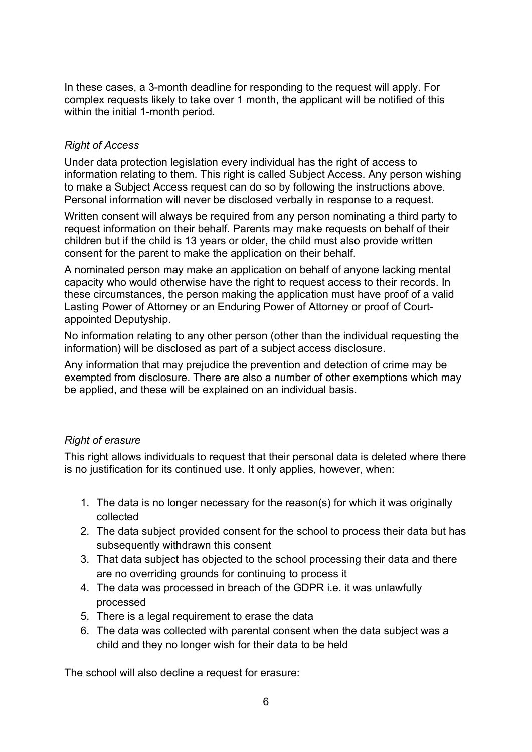In these cases, a 3-month deadline for responding to the request will apply. For complex requests likely to take over 1 month, the applicant will be notified of this within the initial 1-month period.

*Right of Access*

Under data protection legislation every individual has the right of access to information relating to them. This right is called Subject Access. Any person wishing to make a Subject Access request can do so by following the instructions above. Personal information will never be disclosed verbally in response to a request.

Written consent will always be required from any person nominating a third party to request information on their behalf. Parents may make requests on behalf of their children but if the child is 13 years or older, the child must also provide written consent for the parent to make the application on their behalf.

A nominated person may make an application on behalf of anyone lacking mental capacity who would otherwise have the right to request access to their records. In these circumstances, the person making the application must have proof of a valid Lasting Power of Attorney or an Enduring Power of Attorney or proof of Court-appointed Deputyship.

No information relating to any other person (other than the individual requesting the information) will be disclosed as part of a subject access disclosure.

Any information that may prejudice the prevention and detection of crime may be exempted from disclosure. There are also a number of other exemptions which may be applied, and these will be explained on an individual basis.

*Right of erasure*

This right allows individuals to request that their personal data is deleted where there is no justification for its continued use. It only applies, however, when:

1. The data is no longer necessary for the reason(s) for which it was originally collected
2. The data subject provided consent for the school to process their data but has subsequently withdrawn this consent
3. That data subject has objected to the school processing their data and there are no overriding grounds for continuing to process it
4. The data was processed in breach of the GDPR i.e. it was unlawfully processed
5. There is a legal requirement to erase the data
6. The data was collected with parental consent when the data subject was a child and they no longer wish for their data to be held

The school will also decline a request for erasure: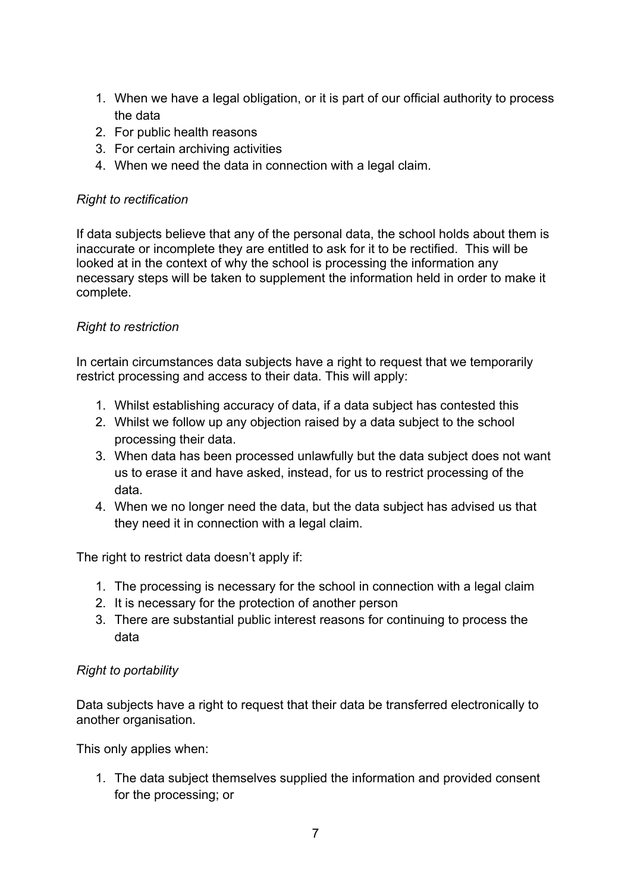1. When we have a legal obligation, or it is part of our official authority to process the data
2. For public health reasons
3. For certain archiving activities
4. When we need the data in connection with a legal claim.

*Right to rectification*

If data subjects believe that any of the personal data, the school holds about them is inaccurate or incomplete they are entitled to ask for it to be rectified. This will be looked at in the context of why the school is processing the information any necessary steps will be taken to supplement the information held in order to make it complete.

*Right to restriction*

In certain circumstances data subjects have a right to request that we temporarily restrict processing and access to their data. This will apply:

1. Whilst establishing accuracy of data, if a data subject has contested this
2. Whilst we follow up any objection raised by a data subject to the school processing their data.
3. When data has been processed unlawfully but the data subject does not want us to erase it and have asked, instead, for us to restrict processing of the data.
4. When we no longer need the data, but the data subject has advised us that they need it in connection with a legal claim.

The right to restrict data doesn't apply if:

1. The processing is necessary for the school in connection with a legal claim
2. It is necessary for the protection of another person
3. There are substantial public interest reasons for continuing to process the data

*Right to portability*

Data subjects have a right to request that their data be transferred electronically to another organisation.

This only applies when:

1. The data subject themselves supplied the information and provided consent for the processing; or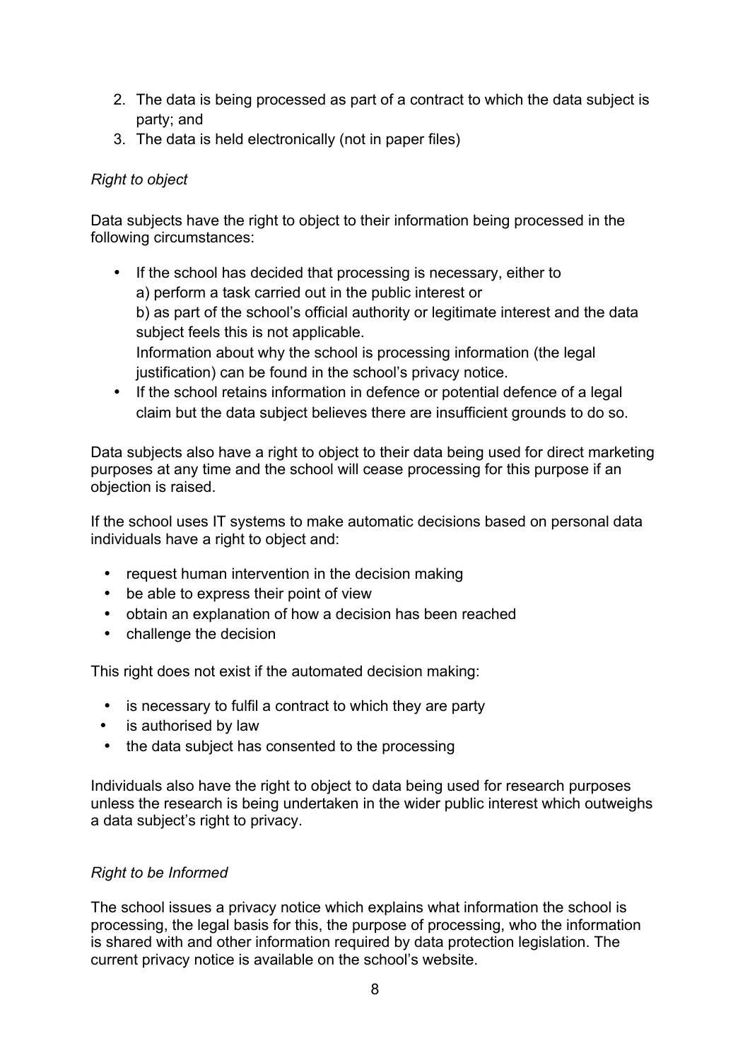2. The data is being processed as part of a contract to which the data subject is party; and
3. The data is held electronically (not in paper files)

*Right to object*

Data subjects have the right to object to their information being processed in the following circumstances:

- If the school has decided that processing is necessary, either to
  a) perform a task carried out in the public interest or
  b) as part of the school's official authority or legitimate interest and the data subject feels this is not applicable.
  Information about why the school is processing information (the legal justification) can be found in the school's privacy notice.
- If the school retains information in defence or potential defence of a legal claim but the data subject believes there are insufficient grounds to do so.

Data subjects also have a right to object to their data being used for direct marketing purposes at any time and the school will cease processing for this purpose if an objection is raised.

If the school uses IT systems to make automatic decisions based on personal data individuals have a right to object and:

- request human intervention in the decision making
- be able to express their point of view
- obtain an explanation of how a decision has been reached
- challenge the decision

This right does not exist if the automated decision making:

- is necessary to fulfil a contract to which they are party
- is authorised by law
- the data subject has consented to the processing

Individuals also have the right to object to data being used for research purposes unless the research is being undertaken in the wider public interest which outweighs a data subject's right to privacy.

*Right to be Informed*

The school issues a privacy notice which explains what information the school is processing, the legal basis for this, the purpose of processing, who the information is shared with and other information required by data protection legislation. The current privacy notice is available on the school's website.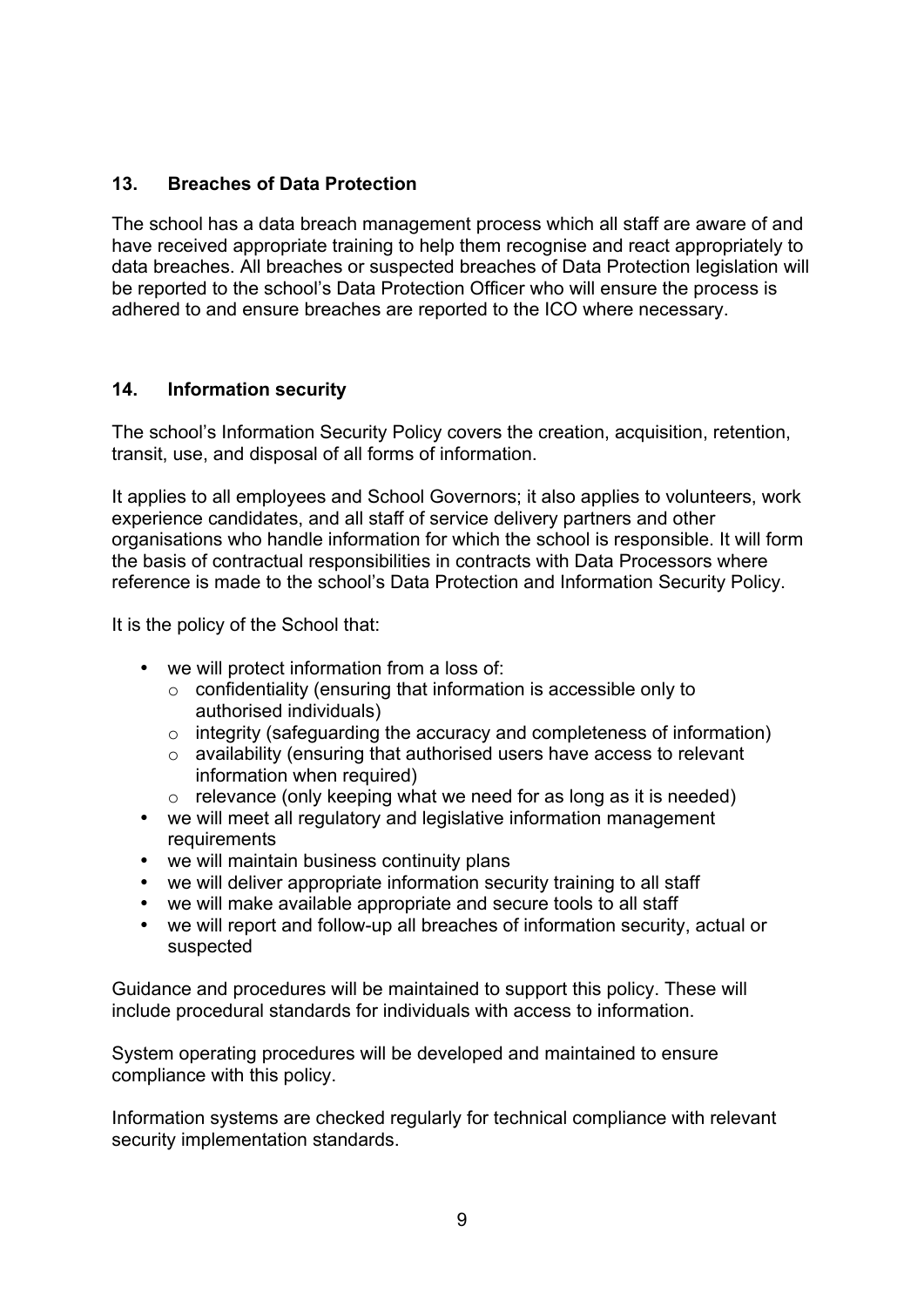## 13. Breaches of Data Protection

The school has a data breach management process which all staff are aware of and have received appropriate training to help them recognise and react appropriately to data breaches. All breaches or suspected breaches of Data Protection legislation will be reported to the school's Data Protection Officer who will ensure the process is adhered to and ensure breaches are reported to the ICO where necessary.

## 14. Information security

The school's Information Security Policy covers the creation, acquisition, retention, transit, use, and disposal of all forms of information.

It applies to all employees and School Governors; it also applies to volunteers, work experience candidates, and all staff of service delivery partners and other organisations who handle information for which the school is responsible. It will form the basis of contractual responsibilities in contracts with Data Processors where reference is made to the school's Data Protection and Information Security Policy.

It is the policy of the School that:

- we will protect information from a loss of:
  - confidentiality (ensuring that information is accessible only to authorised individuals)
  - integrity (safeguarding the accuracy and completeness of information)
  - availability (ensuring that authorised users have access to relevant information when required)
  - relevance (only keeping what we need for as long as it is needed)
- we will meet all regulatory and legislative information management requirements
- we will maintain business continuity plans
- we will deliver appropriate information security training to all staff
- we will make available appropriate and secure tools to all staff
- we will report and follow-up all breaches of information security, actual or suspected

Guidance and procedures will be maintained to support this policy. These will include procedural standards for individuals with access to information.

System operating procedures will be developed and maintained to ensure compliance with this policy.

Information systems are checked regularly for technical compliance with relevant security implementation standards.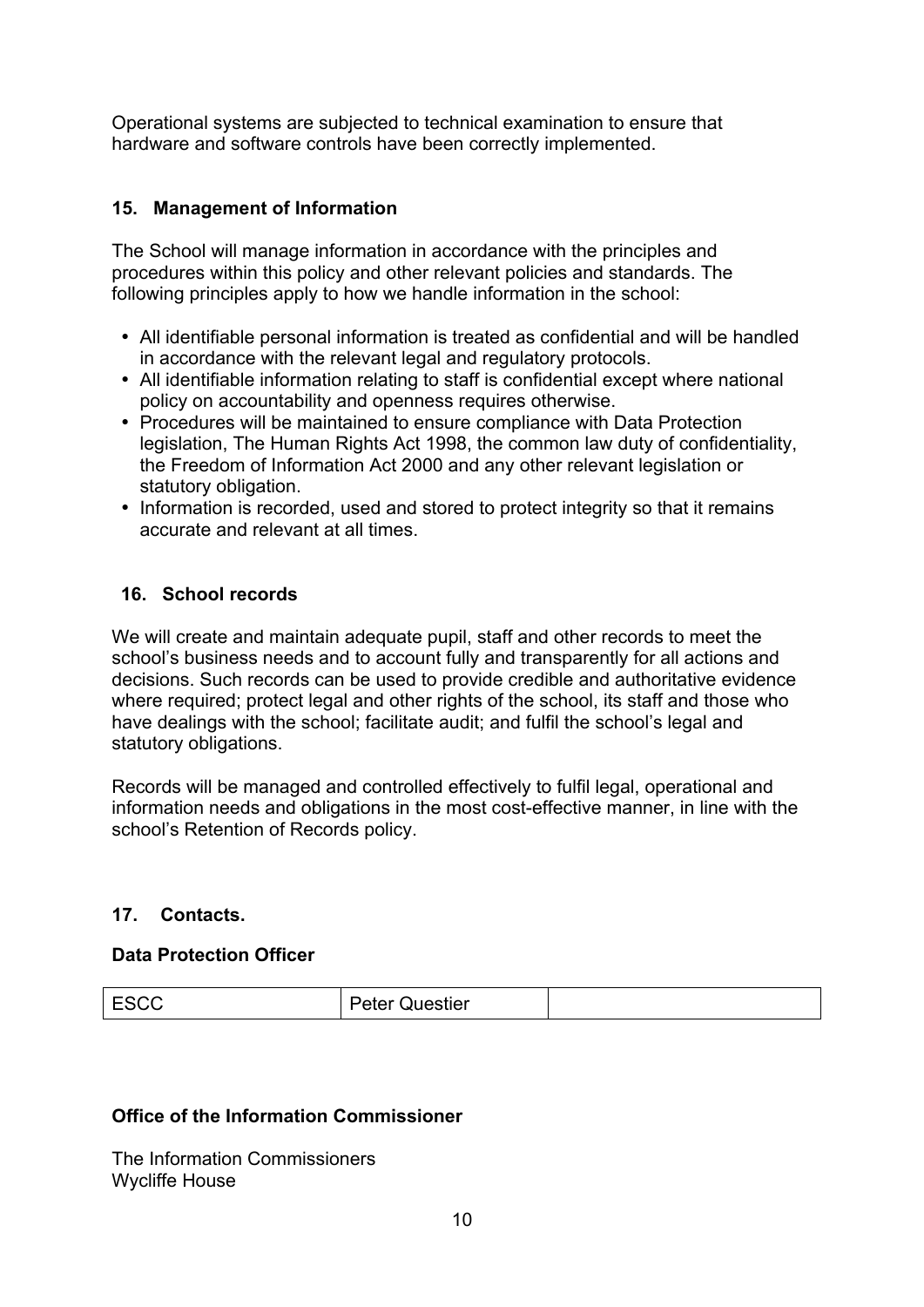Operational systems are subjected to technical examination to ensure that hardware and software controls have been correctly implemented.

## 15. Management of Information

The School will manage information in accordance with the principles and procedures within this policy and other relevant policies and standards. The following principles apply to how we handle information in the school:

- All identifiable personal information is treated as confidential and will be handled in accordance with the relevant legal and regulatory protocols.
- All identifiable information relating to staff is confidential except where national policy on accountability and openness requires otherwise.
- Procedures will be maintained to ensure compliance with Data Protection legislation, The Human Rights Act 1998, the common law duty of confidentiality, the Freedom of Information Act 2000 and any other relevant legislation or statutory obligation.
- Information is recorded, used and stored to protect integrity so that it remains accurate and relevant at all times.

## 16. School records

We will create and maintain adequate pupil, staff and other records to meet the school's business needs and to account fully and transparently for all actions and decisions. Such records can be used to provide credible and authoritative evidence where required; protect legal and other rights of the school, its staff and those who have dealings with the school; facilitate audit; and fulfil the school's legal and statutory obligations.

Records will be managed and controlled effectively to fulfil legal, operational and information needs and obligations in the most cost-effective manner, in line with the school's Retention of Records policy.

## 17. Contacts.

### Data Protection Officer

| ESCC | Peter Questier | |
|---|---|---|

### Office of the Information Commissioner

The Information Commissioners
Wycliffe House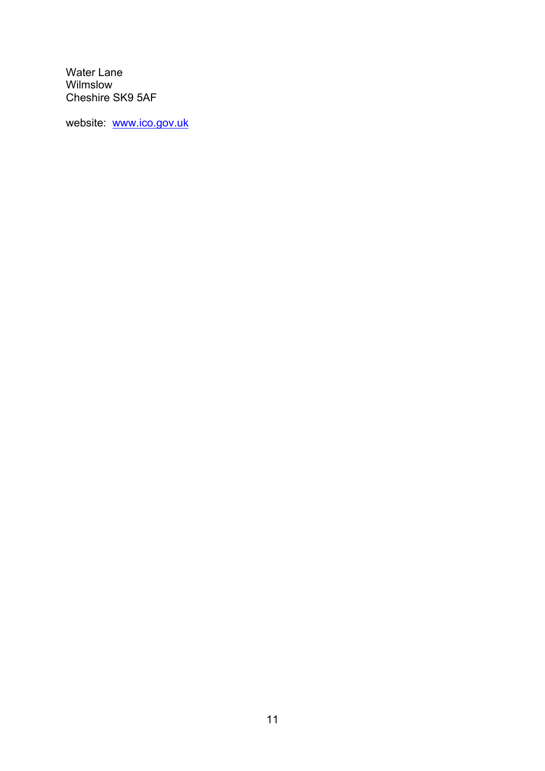Water Lane
Wilmslow
Cheshire SK9 5AF

website: [www.ico.gov.uk](http://www.ico.gov.uk)